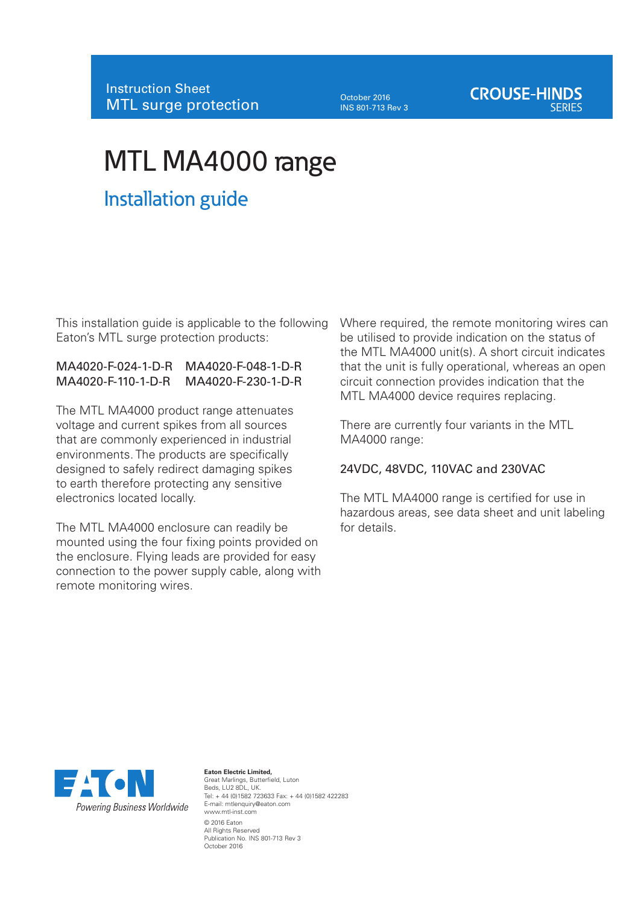Instruction Sheet
MTL surge protection

October 2016
INS 801-713 Rev 3

CROUSE-HINDS SERIES

# MTL MA4000 range

## Installation guide

This installation guide is applicable to the following Eaton's MTL surge protection products:

MA4020-F-024-1-D-R MA4020-F-048-1-D-R
MA4020-F-110-1-D-R MA4020-F-230-1-D-R

The MTL MA4000 product range attenuates voltage and current spikes from all sources that are commonly experienced in industrial environments. The products are specifically designed to safely redirect damaging spikes to earth therefore protecting any sensitive electronics located locally.

The MTL MA4000 enclosure can readily be mounted using the four fixing points provided on the enclosure. Flying leads are provided for easy connection to the power supply cable, along with remote monitoring wires.

Where required, the remote monitoring wires can be utilised to provide indication on the status of the MTL MA4000 unit(s). A short circuit indicates that the unit is fully operational, whereas an open circuit connection provides indication that the MTL MA4000 device requires replacing.

There are currently four variants in the MTL MA4000 range:

24VDC, 48VDC, 110VAC and 230VAC

The MTL MA4000 range is certified for use in hazardous areas, see data sheet and unit labeling for details.

EATON
Powering Business Worldwide

**Eaton Electric Limited,**
Great Marlings, Butterfield, Luton
Beds, LU2 8DL, UK.
Tel: + 44 (0)1582 723633 Fax: + 44 (0)1582 422283
E-mail: mtlenquiry@eaton.com
www.mtl-inst.com

© 2016 Eaton
All Rights Reserved
Publication No. INS 801-713 Rev 3
October 2016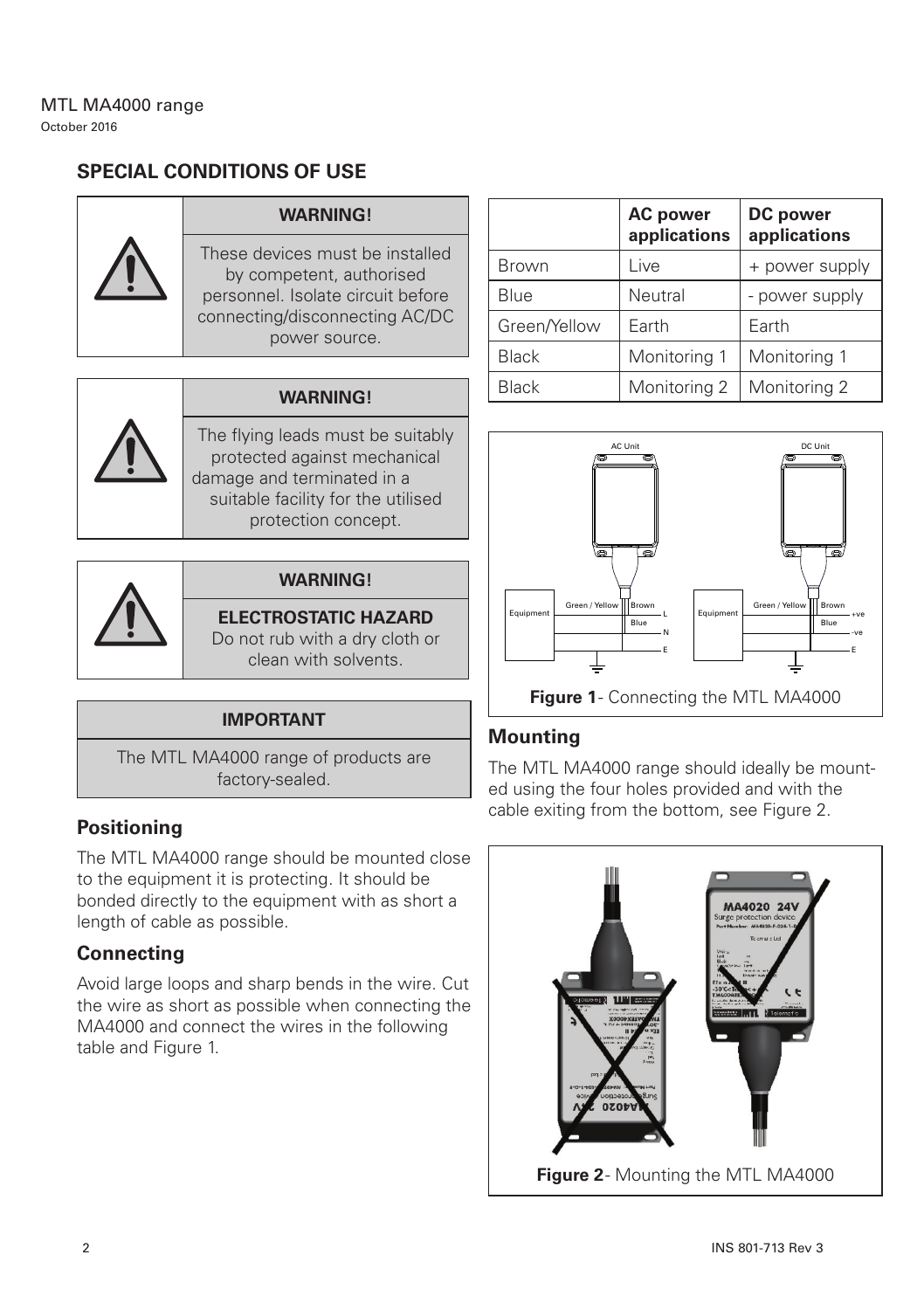## SPECIAL CONDITIONS OF USE

**WARNING!**

These devices must be installed by competent, authorised personnel. Isolate circuit before connecting/disconnecting AC/DC power source.

**WARNING!**

The flying leads must be suitably protected against mechanical damage and terminated in a suitable facility for the utilised protection concept.

**WARNING!**

**ELECTROSTATIC HAZARD**

Do not rub with a dry cloth or clean with solvents.

**IMPORTANT**

The MTL MA4000 range of products are factory-sealed.

### Positioning

The MTL MA4000 range should be mounted close to the equipment it is protecting. It should be bonded directly to the equipment with as short a length of cable as possible.

### Connecting

Avoid large loops and sharp bends in the wire. Cut the wire as short as possible when connecting the MA4000 and connect the wires in the following table and Figure 1.

| | AC power applications | DC power applications |
|---|---|---|
| Brown | Live | + power supply |
| Blue | Neutral | - power supply |
| Green/Yellow | Earth | Earth |
| Black | Monitoring 1 | Monitoring 1 |
| Black | Monitoring 2 | Monitoring 2 |

**Figure 1**- Connecting the MTL MA4000

### Mounting

The MTL MA4000 range should ideally be mounted using the four holes provided and with the cable exiting from the bottom, see Figure 2.

**Figure 2**- Mounting the MTL MA4000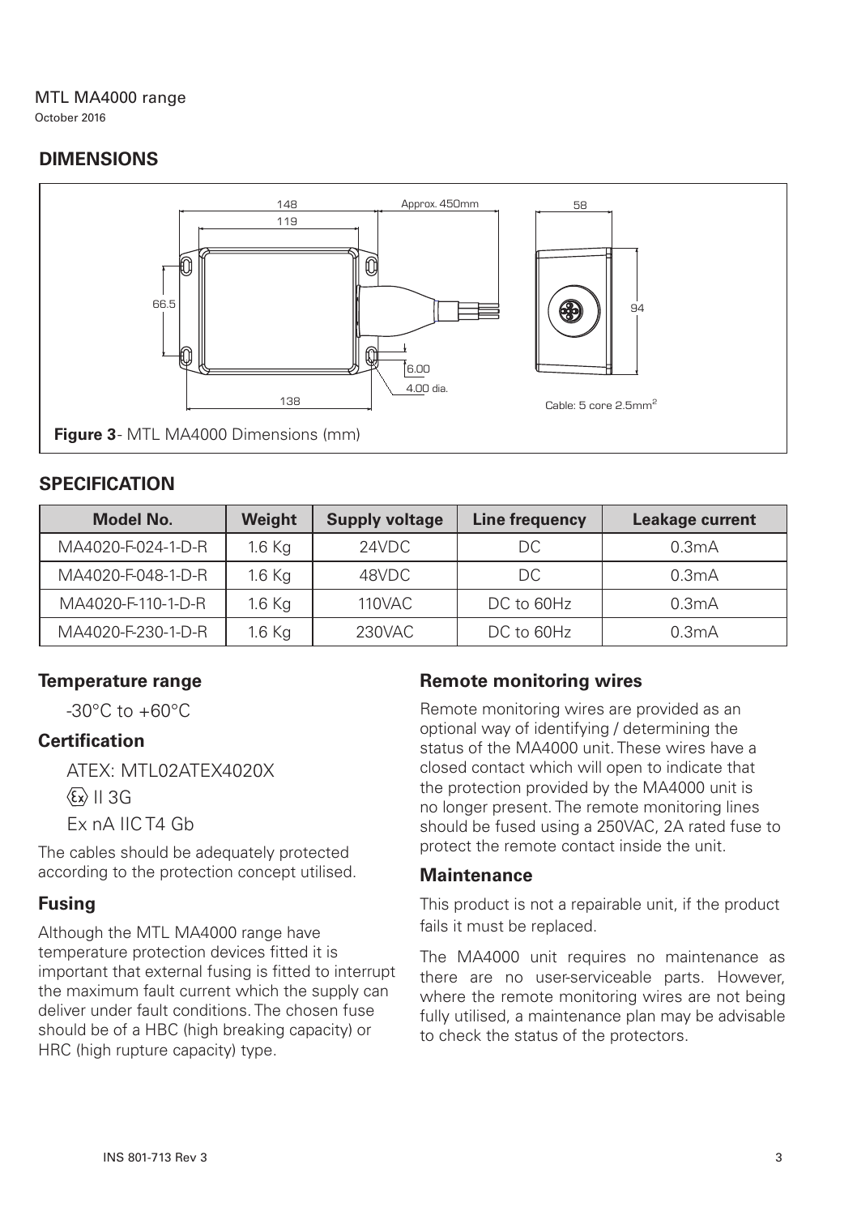## DIMENSIONS

148

119

Approx. 450mm

58

66.5

94

6.00

4.00 dia.

138

Cable: 5 core 2.5mm$^2$

**Figure 3**- MTL MA4000 Dimensions (mm)

## SPECIFICATION

| Model No. | Weight | Supply voltage | Line frequency | Leakage current |
|---|---|---|---|---|
| MA4020-F-024-1-D-R | 1.6 Kg | 24VDC | DC | 0.3mA |
| MA4020-F-048-1-D-R | 1.6 Kg | 48VDC | DC | 0.3mA |
| MA4020-F-110-1-D-R | 1.6 Kg | 110VAC | DC to 60Hz | 0.3mA |
| MA4020-F-230-1-D-R | 1.6 Kg | 230VAC | DC to 60Hz | 0.3mA |

### Temperature range

-30°C to +60°C

### Certification

ATEX: MTL02ATEX4020X

Ex II 3G

Ex nA IIC T4 Gb

The cables should be adequately protected according to the protection concept utilised.

### Fusing

Although the MTL MA4000 range have temperature protection devices fitted it is important that external fusing is fitted to interrupt the maximum fault current which the supply can deliver under fault conditions. The chosen fuse should be of a HBC (high breaking capacity) or HRC (high rupture capacity) type.

### Remote monitoring wires

Remote monitoring wires are provided as an optional way of identifying / determining the status of the MA4000 unit. These wires have a closed contact which will open to indicate that the protection provided by the MA4000 unit is no longer present. The remote monitoring lines should be fused using a 250VAC, 2A rated fuse to protect the remote contact inside the unit.

### Maintenance

This product is not a repairable unit, if the product fails it must be replaced.

The MA4000 unit requires no maintenance as there are no user-serviceable parts. However, where the remote monitoring wires are not being fully utilised, a maintenance plan may be advisable to check the status of the protectors.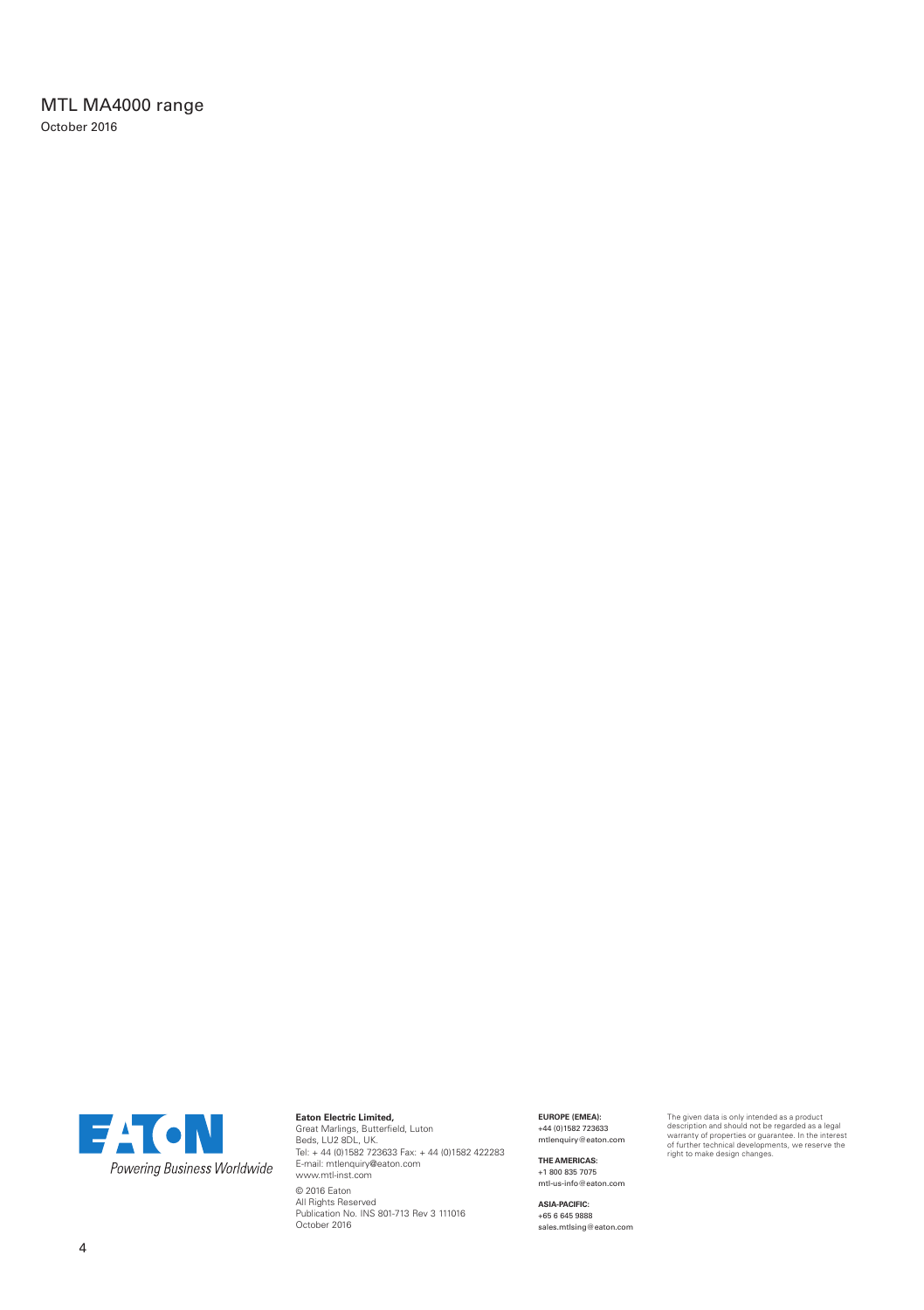MTL MA4000 range
October 2016

Powering Business Worldwide

**Eaton Electric Limited,**
Great Marlings, Butterfield, Luton
Beds, LU2 8DL, UK.
Tel: + 44 (0)1582 723633 Fax: + 44 (0)1582 422283
E-mail: mtlenquiry@eaton.com
www.mtl-inst.com

© 2016 Eaton
All Rights Reserved
Publication No. INS 801-713 Rev 3 111016
October 2016

**EUROPE (EMEA):**
+44 (0)1582 723633
mtlenquiry@eaton.com

**THE AMERICAS:**
+1 800 835 7075
mtl-us-info@eaton.com

**ASIA-PACIFIC:**
+65 6 645 9888
sales.mtlsing@eaton.com

The given data is only intended as a product description and should not be regarded as a legal warranty of properties or guarantee. In the interest of further technical developments, we reserve the right to make design changes.